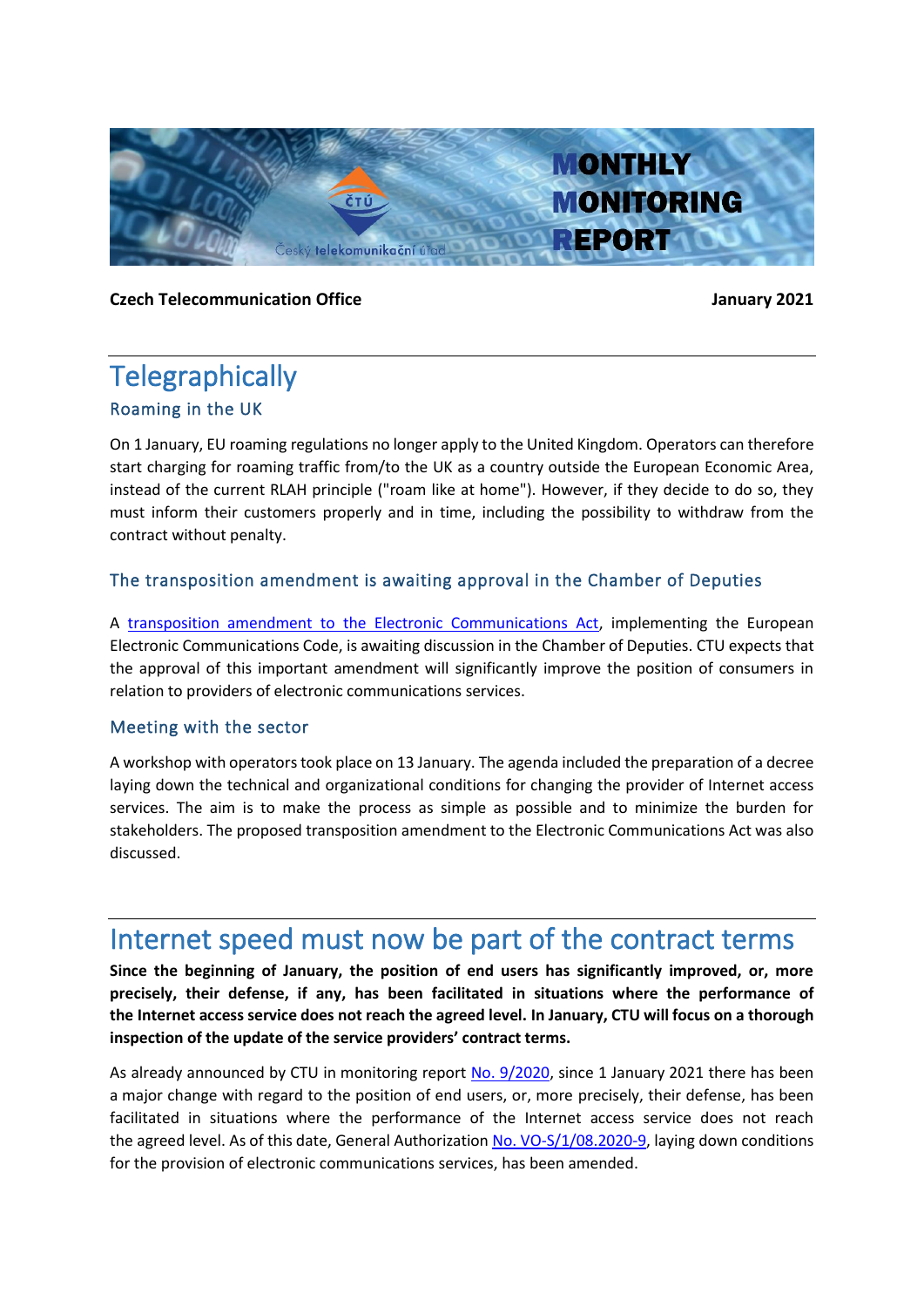# MONTHLY MONITORING REPORT

**Czech Telecommunication Office** **January 2021**

# Telegraphically

## Roaming in the UK

On 1 January, EU roaming regulations no longer apply to the United Kingdom. Operators can therefore start charging for roaming traffic from/to the UK as a country outside the European Economic Area, instead of the current RLAH principle ("roam like at home"). However, if they decide to do so, they must inform their customers properly and in time, including the possibility to withdraw from the contract without penalty.

## The transposition amendment is awaiting approval in the Chamber of Deputies

A transposition amendment to the Electronic Communications Act, implementing the European Electronic Communications Code, is awaiting discussion in the Chamber of Deputies. CTU expects that the approval of this important amendment will significantly improve the position of consumers in relation to providers of electronic communications services.

## Meeting with the sector

A workshop with operators took place on 13 January. The agenda included the preparation of a decree laying down the technical and organizational conditions for changing the provider of Internet access services. The aim is to make the process as simple as possible and to minimize the burden for stakeholders. The proposed transposition amendment to the Electronic Communications Act was also discussed.

# Internet speed must now be part of the contract terms

**Since the beginning of January, the position of end users has significantly improved, or, more precisely, their defense, if any, has been facilitated in situations where the performance of the Internet access service does not reach the agreed level. In January, CTU will focus on a thorough inspection of the update of the service providers' contract terms.**

As already announced by CTU in monitoring report No. 9/2020, since 1 January 2021 there has been a major change with regard to the position of end users, or, more precisely, their defense, has been facilitated in situations where the performance of the Internet access service does not reach the agreed level. As of this date, General Authorization No. VO-S/1/08.2020-9, laying down conditions for the provision of electronic communications services, has been amended.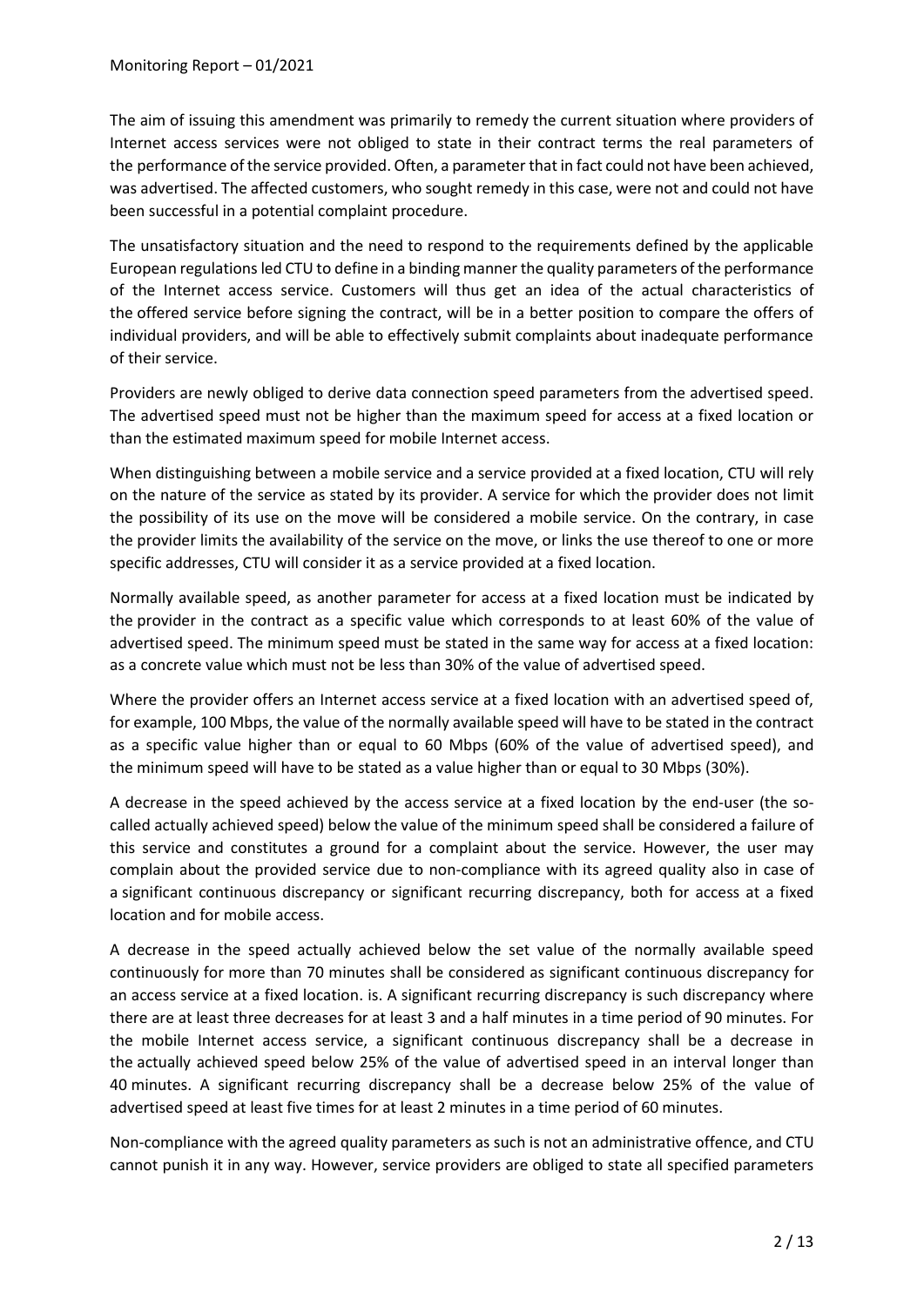The aim of issuing this amendment was primarily to remedy the current situation where providers of Internet access services were not obliged to state in their contract terms the real parameters of the performance of the service provided. Often, a parameter that in fact could not have been achieved, was advertised. The affected customers, who sought remedy in this case, were not and could not have been successful in a potential complaint procedure.

The unsatisfactory situation and the need to respond to the requirements defined by the applicable European regulations led CTU to define in a binding manner the quality parameters of the performance of the Internet access service. Customers will thus get an idea of the actual characteristics of the offered service before signing the contract, will be in a better position to compare the offers of individual providers, and will be able to effectively submit complaints about inadequate performance of their service.

Providers are newly obliged to derive data connection speed parameters from the advertised speed. The advertised speed must not be higher than the maximum speed for access at a fixed location or than the estimated maximum speed for mobile Internet access.

When distinguishing between a mobile service and a service provided at a fixed location, CTU will rely on the nature of the service as stated by its provider. A service for which the provider does not limit the possibility of its use on the move will be considered a mobile service. On the contrary, in case the provider limits the availability of the service on the move, or links the use thereof to one or more specific addresses, CTU will consider it as a service provided at a fixed location.

Normally available speed, as another parameter for access at a fixed location must be indicated by the provider in the contract as a specific value which corresponds to at least 60% of the value of advertised speed. The minimum speed must be stated in the same way for access at a fixed location: as a concrete value which must not be less than 30% of the value of advertised speed.

Where the provider offers an Internet access service at a fixed location with an advertised speed of, for example, 100 Mbps, the value of the normally available speed will have to be stated in the contract as a specific value higher than or equal to 60 Mbps (60% of the value of advertised speed), and the minimum speed will have to be stated as a value higher than or equal to 30 Mbps (30%).

A decrease in the speed achieved by the access service at a fixed location by the end-user (the so-called actually achieved speed) below the value of the minimum speed shall be considered a failure of this service and constitutes a ground for a complaint about the service. However, the user may complain about the provided service due to non-compliance with its agreed quality also in case of a significant continuous discrepancy or significant recurring discrepancy, both for access at a fixed location and for mobile access.

A decrease in the speed actually achieved below the set value of the normally available speed continuously for more than 70 minutes shall be considered as significant continuous discrepancy for an access service at a fixed location. is. A significant recurring discrepancy is such discrepancy where there are at least three decreases for at least 3 and a half minutes in a time period of 90 minutes. For the mobile Internet access service, a significant continuous discrepancy shall be a decrease in the actually achieved speed below 25% of the value of advertised speed in an interval longer than 40 minutes. A significant recurring discrepancy shall be a decrease below 25% of the value of advertised speed at least five times for at least 2 minutes in a time period of 60 minutes.

Non-compliance with the agreed quality parameters as such is not an administrative offence, and CTU cannot punish it in any way. However, service providers are obliged to state all specified parameters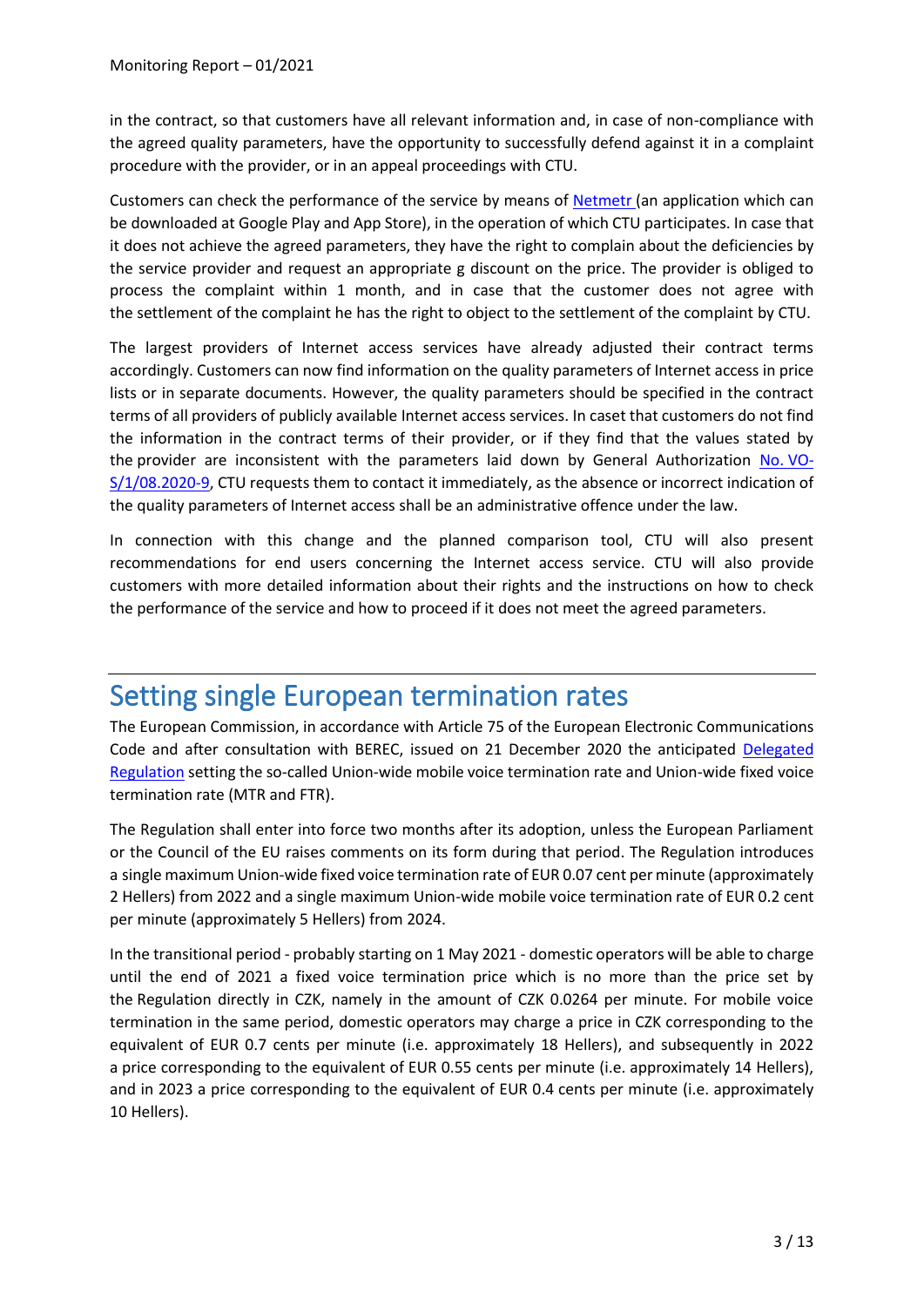in the contract, so that customers have all relevant information and, in case of non-compliance with the agreed quality parameters, have the opportunity to successfully defend against it in a complaint procedure with the provider, or in an appeal proceedings with CTU.

Customers can check the performance of the service by means of Netmetr (an application which can be downloaded at Google Play and App Store), in the operation of which CTU participates. In case that it does not achieve the agreed parameters, they have the right to complain about the deficiencies by the service provider and request an appropriate g discount on the price. The provider is obliged to process the complaint within 1 month, and in case that the customer does not agree with the settlement of the complaint he has the right to object to the settlement of the complaint by CTU.

The largest providers of Internet access services have already adjusted their contract terms accordingly. Customers can now find information on the quality parameters of Internet access in price lists or in separate documents. However, the quality parameters should be specified in the contract terms of all providers of publicly available Internet access services. In caset that customers do not find the information in the contract terms of their provider, or if they find that the values stated by the provider are inconsistent with the parameters laid down by General Authorization No. VO-S/1/08.2020-9, CTU requests them to contact it immediately, as the absence or incorrect indication of the quality parameters of Internet access shall be an administrative offence under the law.

In connection with this change and the planned comparison tool, CTU will also present recommendations for end users concerning the Internet access service. CTU will also provide customers with more detailed information about their rights and the instructions on how to check the performance of the service and how to proceed if it does not meet the agreed parameters.

# Setting single European termination rates

The European Commission, in accordance with Article 75 of the European Electronic Communications Code and after consultation with BEREC, issued on 21 December 2020 the anticipated Delegated Regulation setting the so-called Union-wide mobile voice termination rate and Union-wide fixed voice termination rate (MTR and FTR).

The Regulation shall enter into force two months after its adoption, unless the European Parliament or the Council of the EU raises comments on its form during that period. The Regulation introduces a single maximum Union-wide fixed voice termination rate of EUR 0.07 cent per minute (approximately 2 Hellers) from 2022 and a single maximum Union-wide mobile voice termination rate of EUR 0.2 cent per minute (approximately 5 Hellers) from 2024.

In the transitional period - probably starting on 1 May 2021 - domestic operators will be able to charge until the end of 2021 a fixed voice termination price which is no more than the price set by the Regulation directly in CZK, namely in the amount of CZK 0.0264 per minute. For mobile voice termination in the same period, domestic operators may charge a price in CZK corresponding to the equivalent of EUR 0.7 cents per minute (i.e. approximately 18 Hellers), and subsequently in 2022 a price corresponding to the equivalent of EUR 0.55 cents per minute (i.e. approximately 14 Hellers), and in 2023 a price corresponding to the equivalent of EUR 0.4 cents per minute (i.e. approximately 10 Hellers).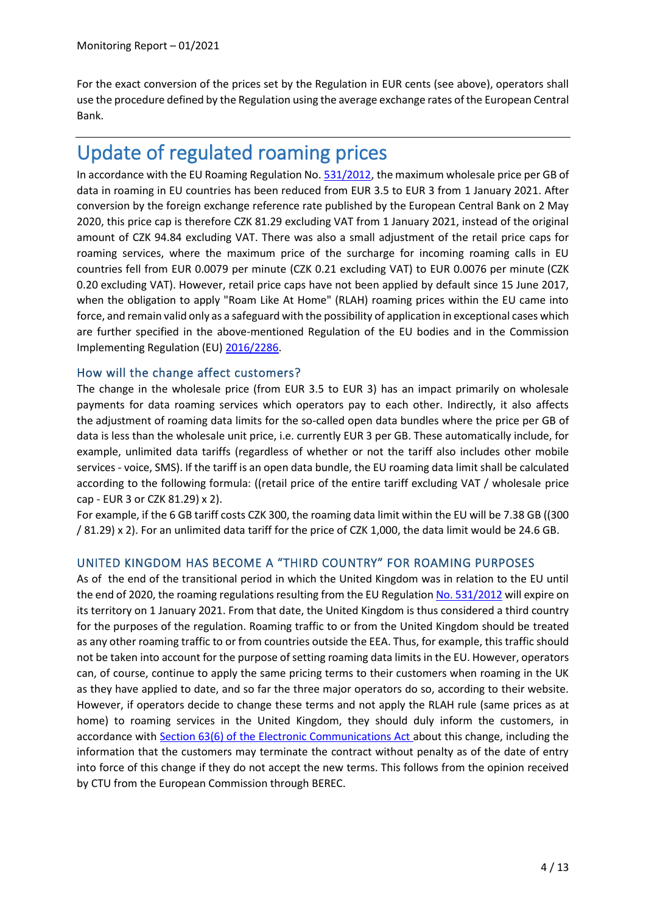For the exact conversion of the prices set by the Regulation in EUR cents (see above), operators shall use the procedure defined by the Regulation using the average exchange rates of the European Central Bank.

# Update of regulated roaming prices

In accordance with the EU Roaming Regulation No. 531/2012, the maximum wholesale price per GB of data in roaming in EU countries has been reduced from EUR 3.5 to EUR 3 from 1 January 2021. After conversion by the foreign exchange reference rate published by the European Central Bank on 2 May 2020, this price cap is therefore CZK 81.29 excluding VAT from 1 January 2021, instead of the original amount of CZK 94.84 excluding VAT. There was also a small adjustment of the retail price caps for roaming services, where the maximum price of the surcharge for incoming roaming calls in EU countries fell from EUR 0.0079 per minute (CZK 0.21 excluding VAT) to EUR 0.0076 per minute (CZK 0.20 excluding VAT). However, retail price caps have not been applied by default since 15 June 2017, when the obligation to apply "Roam Like At Home" (RLAH) roaming prices within the EU came into force, and remain valid only as a safeguard with the possibility of application in exceptional cases which are further specified in the above-mentioned Regulation of the EU bodies and in the Commission Implementing Regulation (EU) 2016/2286.

## How will the change affect customers?

The change in the wholesale price (from EUR 3.5 to EUR 3) has an impact primarily on wholesale payments for data roaming services which operators pay to each other. Indirectly, it also affects the adjustment of roaming data limits for the so-called open data bundles where the price per GB of data is less than the wholesale unit price, i.e. currently EUR 3 per GB. These automatically include, for example, unlimited data tariffs (regardless of whether or not the tariff also includes other mobile services - voice, SMS). If the tariff is an open data bundle, the EU roaming data limit shall be calculated according to the following formula: ((retail price of the entire tariff excluding VAT / wholesale price cap - EUR 3 or CZK 81.29) x 2).

For example, if the 6 GB tariff costs CZK 300, the roaming data limit within the EU will be 7.38 GB ((300 / 81.29) x 2). For an unlimited data tariff for the price of CZK 1,000, the data limit would be 24.6 GB.

## UNITED KINGDOM HAS BECOME A "THIRD COUNTRY" FOR ROAMING PURPOSES

As of the end of the transitional period in which the United Kingdom was in relation to the EU until the end of 2020, the roaming regulations resulting from the EU Regulation No. 531/2012 will expire on its territory on 1 January 2021. From that date, the United Kingdom is thus considered a third country for the purposes of the regulation. Roaming traffic to or from the United Kingdom should be treated as any other roaming traffic to or from countries outside the EEA. Thus, for example, this traffic should not be taken into account for the purpose of setting roaming data limits in the EU. However, operators can, of course, continue to apply the same pricing terms to their customers when roaming in the UK as they have applied to date, and so far the three major operators do so, according to their website. However, if operators decide to change these terms and not apply the RLAH rule (same prices as at home) to roaming services in the United Kingdom, they should duly inform the customers, in accordance with Section 63(6) of the Electronic Communications Act about this change, including the information that the customers may terminate the contract without penalty as of the date of entry into force of this change if they do not accept the new terms. This follows from the opinion received by CTU from the European Commission through BEREC.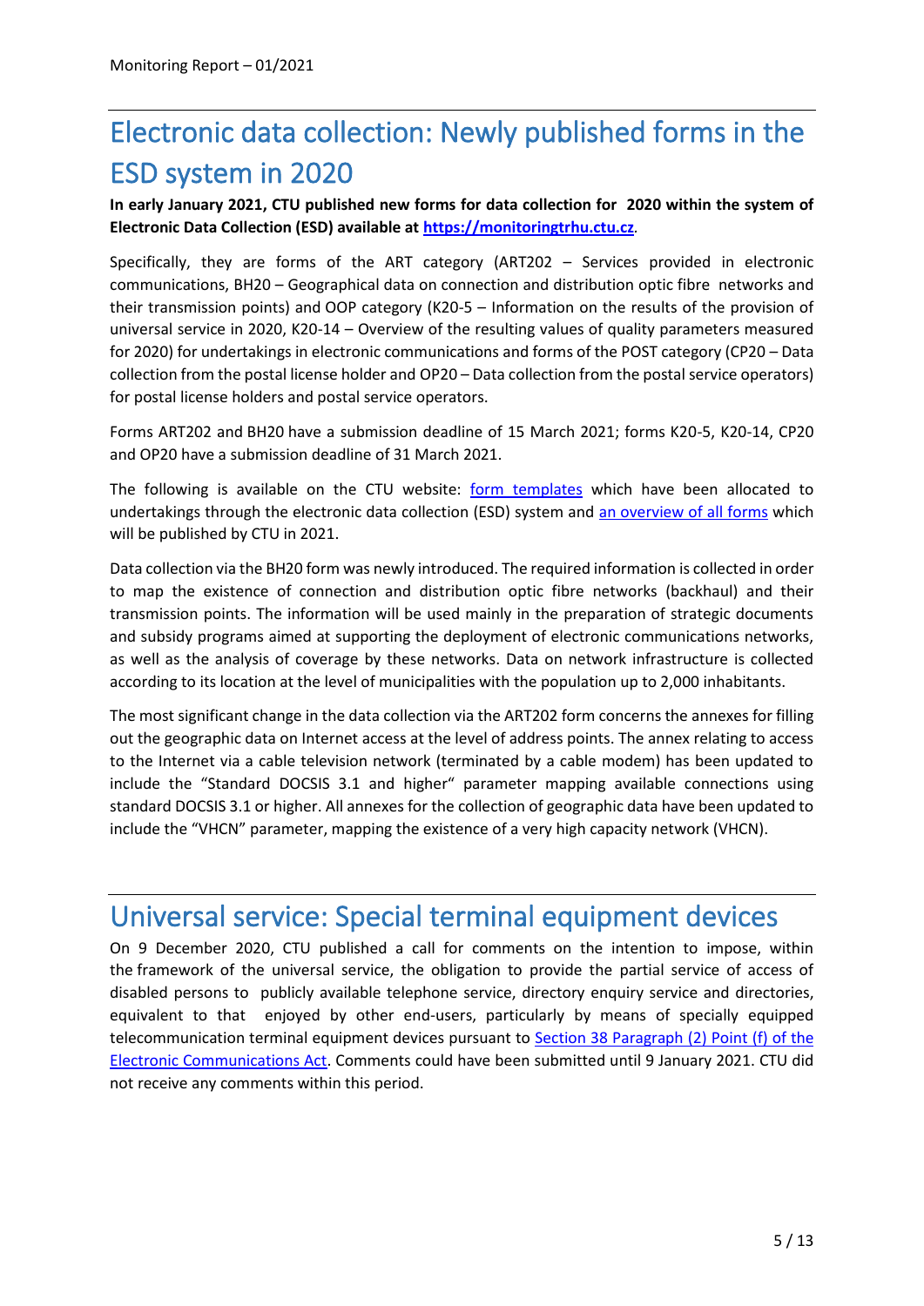# Electronic data collection: Newly published forms in the ESD system in 2020

**In early January 2021, CTU published new forms for data collection for 2020 within the system of Electronic Data Collection (ESD) available at [https://monitoringtrhu.ctu.cz](https://monitoringtrhu.ctu.cz).**

Specifically, they are forms of the ART category (ART202 – Services provided in electronic communications, BH20 – Geographical data on connection and distribution optic fibre networks and their transmission points) and OOP category (K20-5 – Information on the results of the provision of universal service in 2020, K20-14 – Overview of the resulting values of quality parameters measured for 2020) for undertakings in electronic communications and forms of the POST category (CP20 – Data collection from the postal license holder and OP20 – Data collection from the postal service operators) for postal license holders and postal service operators.

Forms ART202 and BH20 have a submission deadline of 15 March 2021; forms K20-5, K20-14, CP20 and OP20 have a submission deadline of 31 March 2021.

The following is available on the CTU website: form templates which have been allocated to undertakings through the electronic data collection (ESD) system and an overview of all forms which will be published by CTU in 2021.

Data collection via the BH20 form was newly introduced. The required information is collected in order to map the existence of connection and distribution optic fibre networks (backhaul) and their transmission points. The information will be used mainly in the preparation of strategic documents and subsidy programs aimed at supporting the deployment of electronic communications networks, as well as the analysis of coverage by these networks. Data on network infrastructure is collected according to its location at the level of municipalities with the population up to 2,000 inhabitants.

The most significant change in the data collection via the ART202 form concerns the annexes for filling out the geographic data on Internet access at the level of address points. The annex relating to access to the Internet via a cable television network (terminated by a cable modem) has been updated to include the "Standard DOCSIS 3.1 and higher" parameter mapping available connections using standard DOCSIS 3.1 or higher. All annexes for the collection of geographic data have been updated to include the "VHCN" parameter, mapping the existence of a very high capacity network (VHCN).

# Universal service: Special terminal equipment devices

On 9 December 2020, CTU published a call for comments on the intention to impose, within the framework of the universal service, the obligation to provide the partial service of access of disabled persons to publicly available telephone service, directory enquiry service and directories, equivalent to that enjoyed by other end-users, particularly by means of specially equipped telecommunication terminal equipment devices pursuant to Section 38 Paragraph (2) Point (f) of the Electronic Communications Act. Comments could have been submitted until 9 January 2021. CTU did not receive any comments within this period.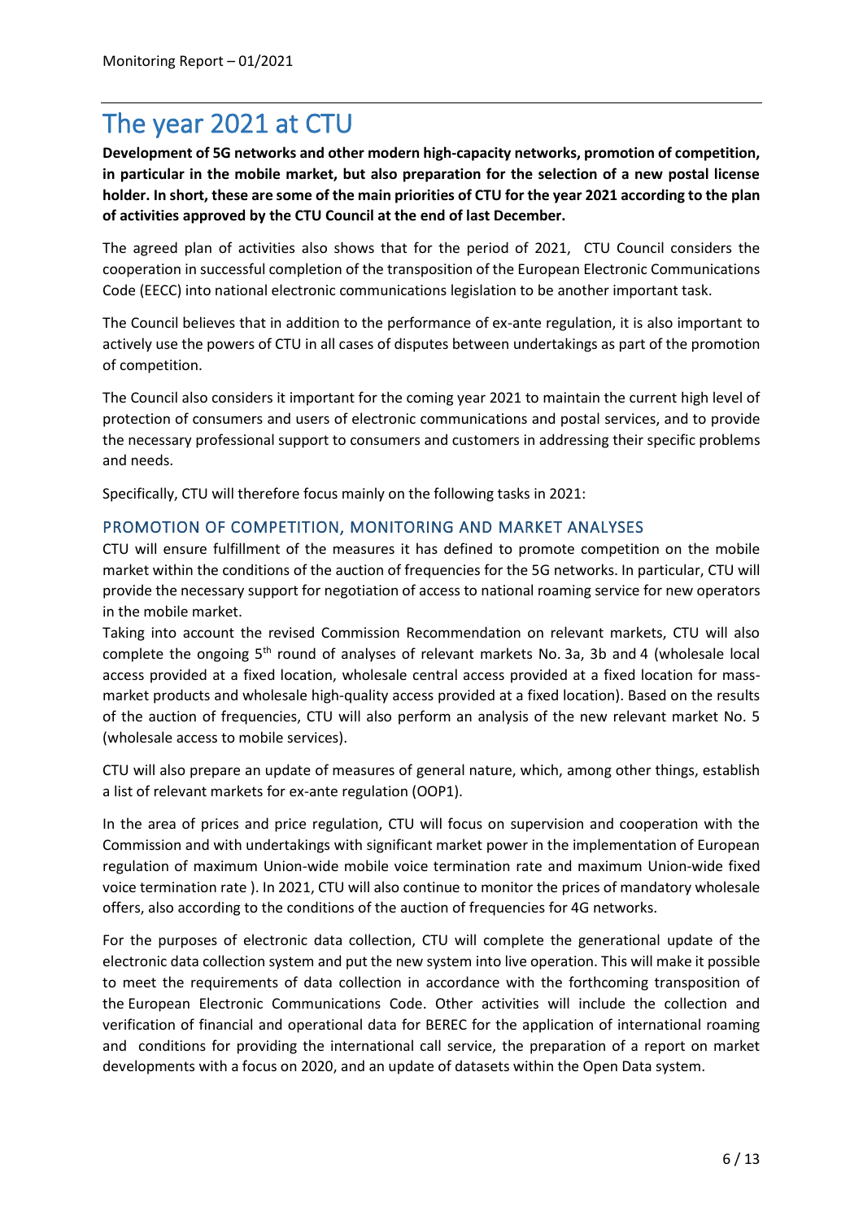# The year 2021 at CTU

**Development of 5G networks and other modern high-capacity networks, promotion of competition, in particular in the mobile market, but also preparation for the selection of a new postal license holder. In short, these are some of the main priorities of CTU for the year 2021 according to the plan of activities approved by the CTU Council at the end of last December.**

The agreed plan of activities also shows that for the period of 2021, CTU Council considers the cooperation in successful completion of the transposition of the European Electronic Communications Code (EECC) into national electronic communications legislation to be another important task.

The Council believes that in addition to the performance of ex-ante regulation, it is also important to actively use the powers of CTU in all cases of disputes between undertakings as part of the promotion of competition.

The Council also considers it important for the coming year 2021 to maintain the current high level of protection of consumers and users of electronic communications and postal services, and to provide the necessary professional support to consumers and customers in addressing their specific problems and needs.

Specifically, CTU will therefore focus mainly on the following tasks in 2021:

## PROMOTION OF COMPETITION, MONITORING AND MARKET ANALYSES

CTU will ensure fulfillment of the measures it has defined to promote competition on the mobile market within the conditions of the auction of frequencies for the 5G networks. In particular, CTU will provide the necessary support for negotiation of access to national roaming service for new operators in the mobile market.

Taking into account the revised Commission Recommendation on relevant markets, CTU will also complete the ongoing 5th round of analyses of relevant markets No. 3a, 3b and 4 (wholesale local access provided at a fixed location, wholesale central access provided at a fixed location for mass-market products and wholesale high-quality access provided at a fixed location). Based on the results of the auction of frequencies, CTU will also perform an analysis of the new relevant market No. 5 (wholesale access to mobile services).

CTU will also prepare an update of measures of general nature, which, among other things, establish a list of relevant markets for ex-ante regulation (OOP1).

In the area of prices and price regulation, CTU will focus on supervision and cooperation with the Commission and with undertakings with significant market power in the implementation of European regulation of maximum Union-wide mobile voice termination rate and maximum Union-wide fixed voice termination rate ). In 2021, CTU will also continue to monitor the prices of mandatory wholesale offers, also according to the conditions of the auction of frequencies for 4G networks.

For the purposes of electronic data collection, CTU will complete the generational update of the electronic data collection system and put the new system into live operation. This will make it possible to meet the requirements of data collection in accordance with the forthcoming transposition of the European Electronic Communications Code. Other activities will include the collection and verification of financial and operational data for BEREC for the application of international roaming and conditions for providing the international call service, the preparation of a report on market developments with a focus on 2020, and an update of datasets within the Open Data system.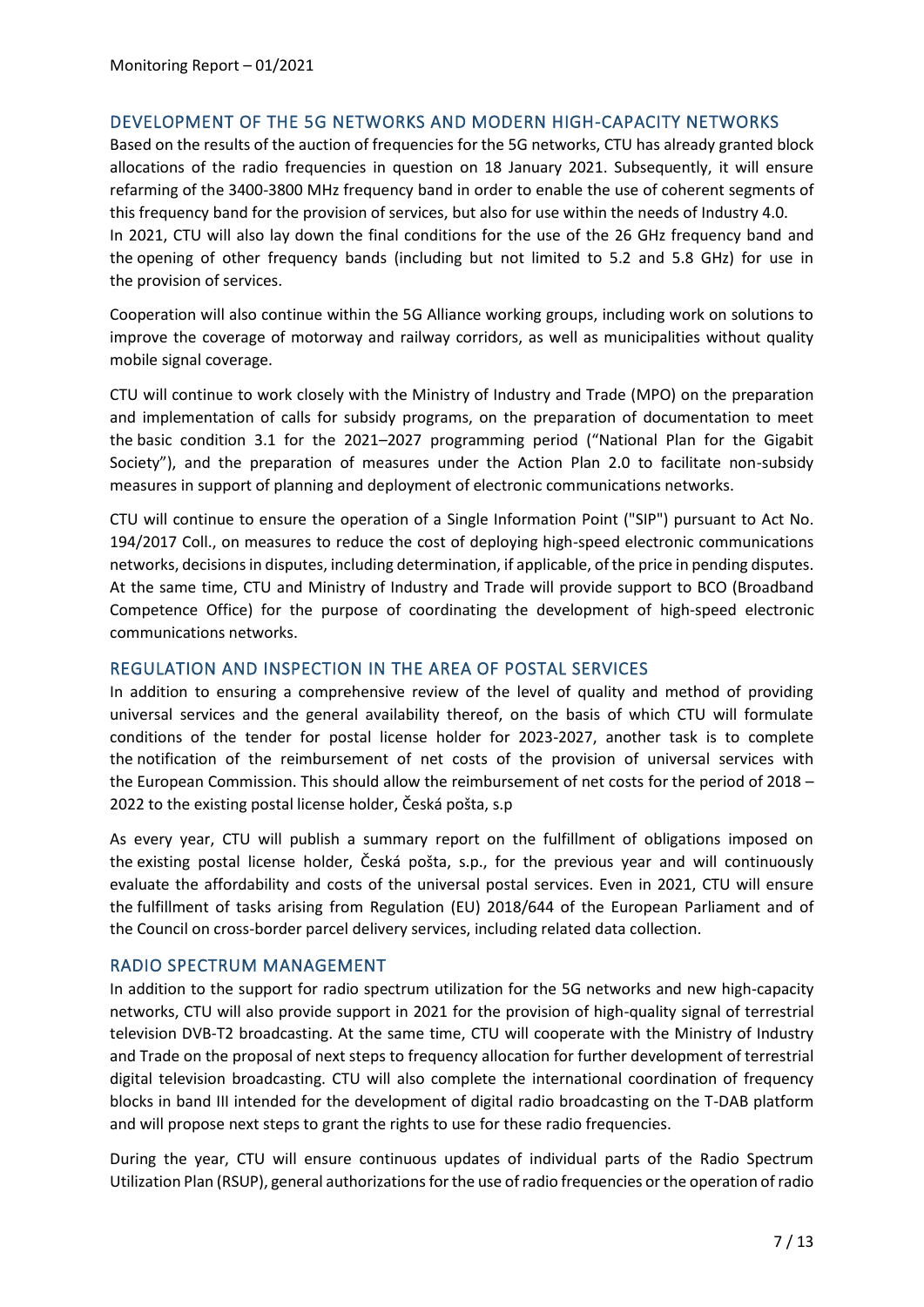## DEVELOPMENT OF THE 5G NETWORKS AND MODERN HIGH-CAPACITY NETWORKS

Based on the results of the auction of frequencies for the 5G networks, CTU has already granted block allocations of the radio frequencies in question on 18 January 2021. Subsequently, it will ensure refarming of the 3400-3800 MHz frequency band in order to enable the use of coherent segments of this frequency band for the provision of services, but also for use within the needs of Industry 4.0.
In 2021, CTU will also lay down the final conditions for the use of the 26 GHz frequency band and the opening of other frequency bands (including but not limited to 5.2 and 5.8 GHz) for use in the provision of services.

Cooperation will also continue within the 5G Alliance working groups, including work on solutions to improve the coverage of motorway and railway corridors, as well as municipalities without quality mobile signal coverage.

CTU will continue to work closely with the Ministry of Industry and Trade (MPO) on the preparation and implementation of calls for subsidy programs, on the preparation of documentation to meet the basic condition 3.1 for the 2021–2027 programming period ("National Plan for the Gigabit Society"), and the preparation of measures under the Action Plan 2.0 to facilitate non-subsidy measures in support of planning and deployment of electronic communications networks.

CTU will continue to ensure the operation of a Single Information Point ("SIP") pursuant to Act No. 194/2017 Coll., on measures to reduce the cost of deploying high-speed electronic communications networks, decisions in disputes, including determination, if applicable, of the price in pending disputes. At the same time, CTU and Ministry of Industry and Trade will provide support to BCO (Broadband Competence Office) for the purpose of coordinating the development of high-speed electronic communications networks.

## REGULATION AND INSPECTION IN THE AREA OF POSTAL SERVICES

In addition to ensuring a comprehensive review of the level of quality and method of providing universal services and the general availability thereof, on the basis of which CTU will formulate conditions of the tender for postal license holder for 2023-2027, another task is to complete the notification of the reimbursement of net costs of the provision of universal services with the European Commission. This should allow the reimbursement of net costs for the period of 2018 – 2022 to the existing postal license holder, Česká pošta, s.p

As every year, CTU will publish a summary report on the fulfillment of obligations imposed on the existing postal license holder, Česká pošta, s.p., for the previous year and will continuously evaluate the affordability and costs of the universal postal services. Even in 2021, CTU will ensure the fulfillment of tasks arising from Regulation (EU) 2018/644 of the European Parliament and of the Council on cross-border parcel delivery services, including related data collection.

## RADIO SPECTRUM MANAGEMENT

In addition to the support for radio spectrum utilization for the 5G networks and new high-capacity networks, CTU will also provide support in 2021 for the provision of high-quality signal of terrestrial television DVB-T2 broadcasting. At the same time, CTU will cooperate with the Ministry of Industry and Trade on the proposal of next steps to frequency allocation for further development of terrestrial digital television broadcasting. CTU will also complete the international coordination of frequency blocks in band III intended for the development of digital radio broadcasting on the T-DAB platform and will propose next steps to grant the rights to use for these radio frequencies.

During the year, CTU will ensure continuous updates of individual parts of the Radio Spectrum Utilization Plan (RSUP), general authorizations for the use of radio frequencies or the operation of radio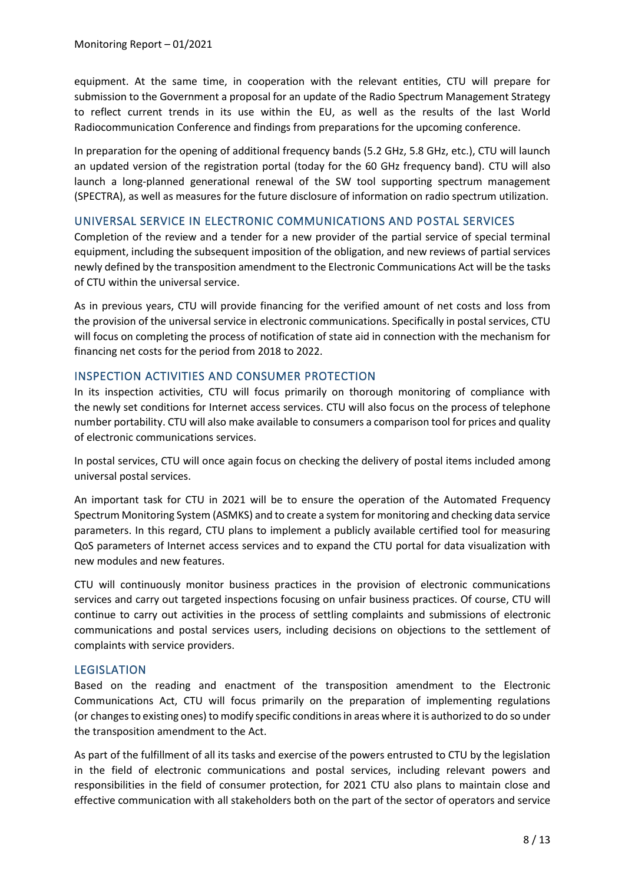equipment. At the same time, in cooperation with the relevant entities, CTU will prepare for submission to the Government a proposal for an update of the Radio Spectrum Management Strategy to reflect current trends in its use within the EU, as well as the results of the last World Radiocommunication Conference and findings from preparations for the upcoming conference.

In preparation for the opening of additional frequency bands (5.2 GHz, 5.8 GHz, etc.), CTU will launch an updated version of the registration portal (today for the 60 GHz frequency band). CTU will also launch a long-planned generational renewal of the SW tool supporting spectrum management (SPECTRA), as well as measures for the future disclosure of information on radio spectrum utilization.

## UNIVERSAL SERVICE IN ELECTRONIC COMMUNICATIONS AND POSTAL SERVICES

Completion of the review and a tender for a new provider of the partial service of special terminal equipment, including the subsequent imposition of the obligation, and new reviews of partial services newly defined by the transposition amendment to the Electronic Communications Act will be the tasks of CTU within the universal service.

As in previous years, CTU will provide financing for the verified amount of net costs and loss from the provision of the universal service in electronic communications. Specifically in postal services, CTU will focus on completing the process of notification of state aid in connection with the mechanism for financing net costs for the period from 2018 to 2022.

## INSPECTION ACTIVITIES AND CONSUMER PROTECTION

In its inspection activities, CTU will focus primarily on thorough monitoring of compliance with the newly set conditions for Internet access services. CTU will also focus on the process of telephone number portability. CTU will also make available to consumers a comparison tool for prices and quality of electronic communications services.

In postal services, CTU will once again focus on checking the delivery of postal items included among universal postal services.

An important task for CTU in 2021 will be to ensure the operation of the Automated Frequency Spectrum Monitoring System (ASMKS) and to create a system for monitoring and checking data service parameters. In this regard, CTU plans to implement a publicly available certified tool for measuring QoS parameters of Internet access services and to expand the CTU portal for data visualization with new modules and new features.

CTU will continuously monitor business practices in the provision of electronic communications services and carry out targeted inspections focusing on unfair business practices. Of course, CTU will continue to carry out activities in the process of settling complaints and submissions of electronic communications and postal services users, including decisions on objections to the settlement of complaints with service providers.

## LEGISLATION

Based on the reading and enactment of the transposition amendment to the Electronic Communications Act, CTU will focus primarily on the preparation of implementing regulations (or changes to existing ones) to modify specific conditions in areas where it is authorized to do so under the transposition amendment to the Act.

As part of the fulfillment of all its tasks and exercise of the powers entrusted to CTU by the legislation in the field of electronic communications and postal services, including relevant powers and responsibilities in the field of consumer protection, for 2021 CTU also plans to maintain close and effective communication with all stakeholders both on the part of the sector of operators and service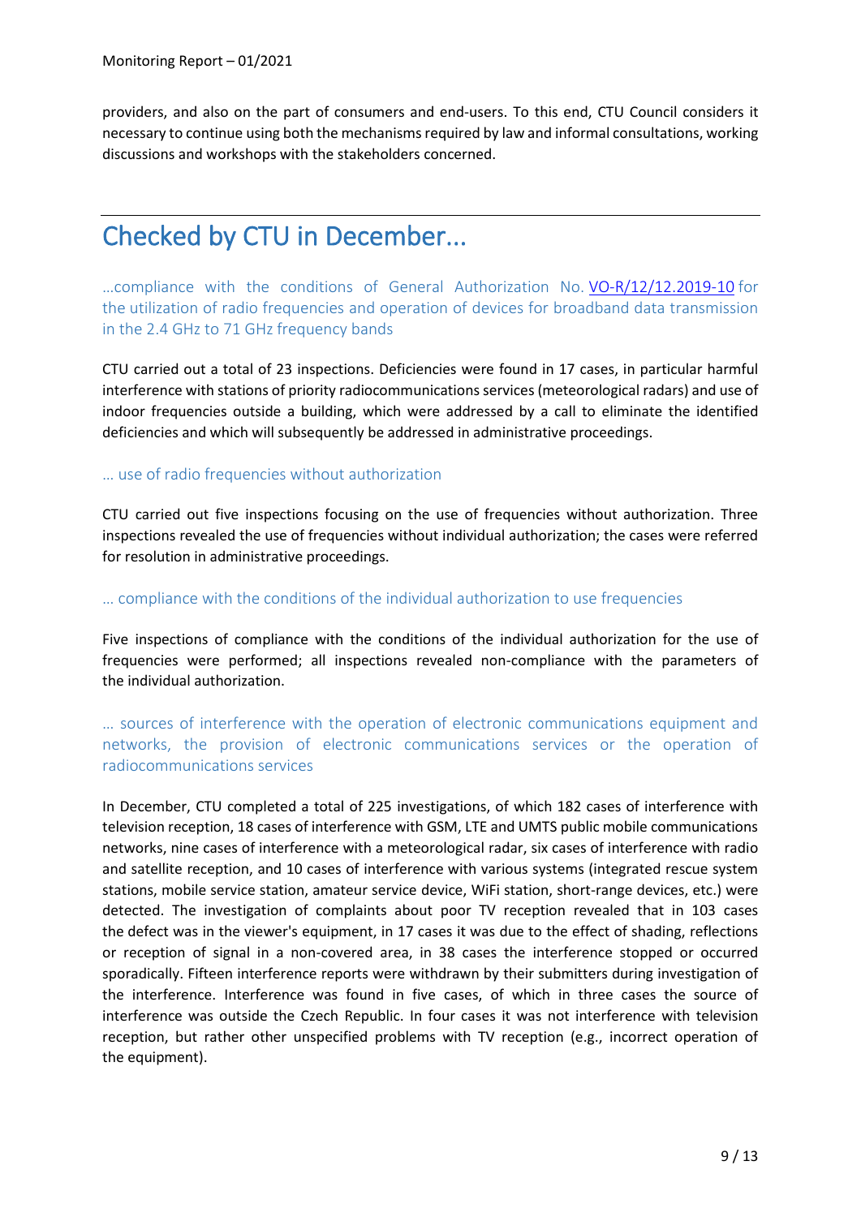providers, and also on the part of consumers and end-users. To this end, CTU Council considers it necessary to continue using both the mechanisms required by law and informal consultations, working discussions and workshops with the stakeholders concerned.

# Checked by CTU in December...

### …compliance with the conditions of General Authorization No. VO-R/12/12.2019-10 for the utilization of radio frequencies and operation of devices for broadband data transmission in the 2.4 GHz to 71 GHz frequency bands

CTU carried out a total of 23 inspections. Deficiencies were found in 17 cases, in particular harmful interference with stations of priority radiocommunications services (meteorological radars) and use of indoor frequencies outside a building, which were addressed by a call to eliminate the identified deficiencies and which will subsequently be addressed in administrative proceedings.

### … use of radio frequencies without authorization

CTU carried out five inspections focusing on the use of frequencies without authorization. Three inspections revealed the use of frequencies without individual authorization; the cases were referred for resolution in administrative proceedings.

### … compliance with the conditions of the individual authorization to use frequencies

Five inspections of compliance with the conditions of the individual authorization for the use of frequencies were performed; all inspections revealed non-compliance with the parameters of the individual authorization.

### … sources of interference with the operation of electronic communications equipment and networks, the provision of electronic communications services or the operation of radiocommunications services

In December, CTU completed a total of 225 investigations, of which 182 cases of interference with television reception, 18 cases of interference with GSM, LTE and UMTS public mobile communications networks, nine cases of interference with a meteorological radar, six cases of interference with radio and satellite reception, and 10 cases of interference with various systems (integrated rescue system stations, mobile service station, amateur service device, WiFi station, short-range devices, etc.) were detected. The investigation of complaints about poor TV reception revealed that in 103 cases the defect was in the viewer's equipment, in 17 cases it was due to the effect of shading, reflections or reception of signal in a non-covered area, in 38 cases the interference stopped or occurred sporadically. Fifteen interference reports were withdrawn by their submitters during investigation of the interference. Interference was found in five cases, of which in three cases the source of interference was outside the Czech Republic. In four cases it was not interference with television reception, but rather other unspecified problems with TV reception (e.g., incorrect operation of the equipment).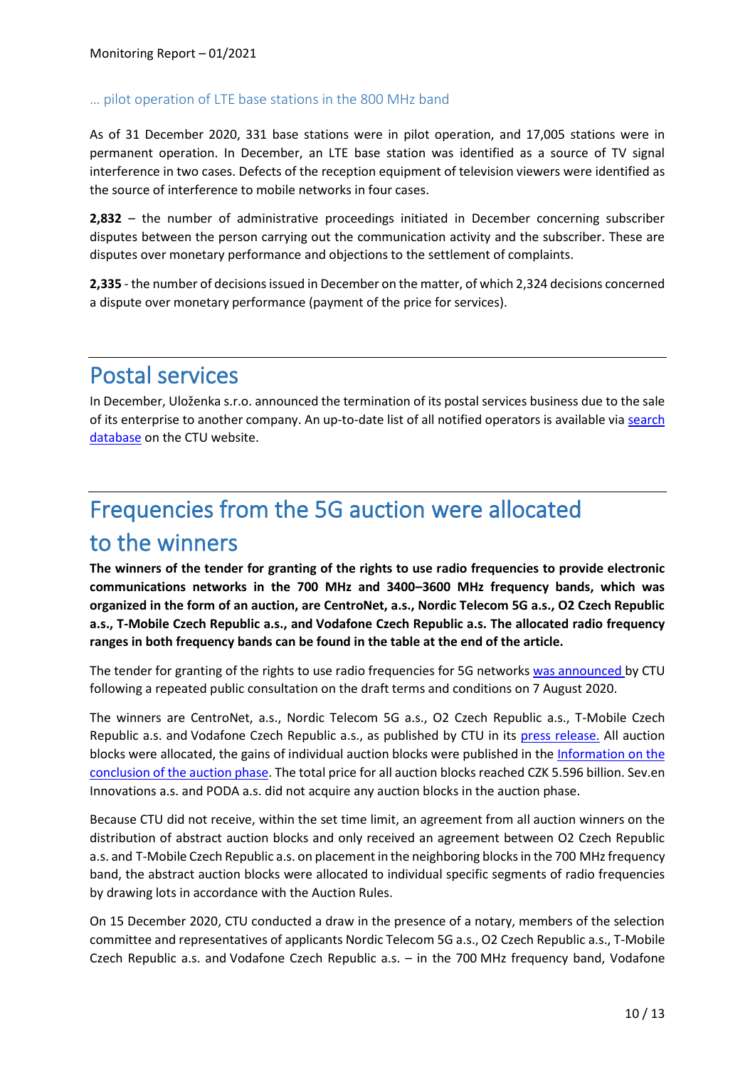### … pilot operation of LTE base stations in the 800 MHz band

As of 31 December 2020, 331 base stations were in pilot operation, and 17,005 stations were in permanent operation. In December, an LTE base station was identified as a source of TV signal interference in two cases. Defects of the reception equipment of television viewers were identified as the source of interference to mobile networks in four cases.

**2,832** – the number of administrative proceedings initiated in December concerning subscriber disputes between the person carrying out the communication activity and the subscriber. These are disputes over monetary performance and objections to the settlement of complaints.

**2,335** - the number of decisions issued in December on the matter, of which 2,324 decisions concerned a dispute over monetary performance (payment of the price for services).

# Postal services

In December, Uloženka s.r.o. announced the termination of its postal services business due to the sale of its enterprise to another company. An up-to-date list of all notified operators is available via search database on the CTU website.

# Frequencies from the 5G auction were allocated to the winners

**The winners of the tender for granting of the rights to use radio frequencies to provide electronic communications networks in the 700 MHz and 3400–3600 MHz frequency bands, which was organized in the form of an auction, are CentroNet, a.s., Nordic Telecom 5G a.s., O2 Czech Republic a.s., T-Mobile Czech Republic a.s., and Vodafone Czech Republic a.s. The allocated radio frequency ranges in both frequency bands can be found in the table at the end of the article.**

The tender for granting of the rights to use radio frequencies for 5G networks was announced by CTU following a repeated public consultation on the draft terms and conditions on 7 August 2020.

The winners are CentroNet, a.s., Nordic Telecom 5G a.s., O2 Czech Republic a.s., T-Mobile Czech Republic a.s. and Vodafone Czech Republic a.s., as published by CTU in its press release. All auction blocks were allocated, the gains of individual auction blocks were published in the Information on the conclusion of the auction phase. The total price for all auction blocks reached CZK 5.596 billion. Sev.en Innovations a.s. and PODA a.s. did not acquire any auction blocks in the auction phase.

Because CTU did not receive, within the set time limit, an agreement from all auction winners on the distribution of abstract auction blocks and only received an agreement between O2 Czech Republic a.s. and T-Mobile Czech Republic a.s. on placement in the neighboring blocks in the 700 MHz frequency band, the abstract auction blocks were allocated to individual specific segments of radio frequencies by drawing lots in accordance with the Auction Rules.

On 15 December 2020, CTU conducted a draw in the presence of a notary, members of the selection committee and representatives of applicants Nordic Telecom 5G a.s., O2 Czech Republic a.s., T-Mobile Czech Republic a.s. and Vodafone Czech Republic a.s. – in the 700 MHz frequency band, Vodafone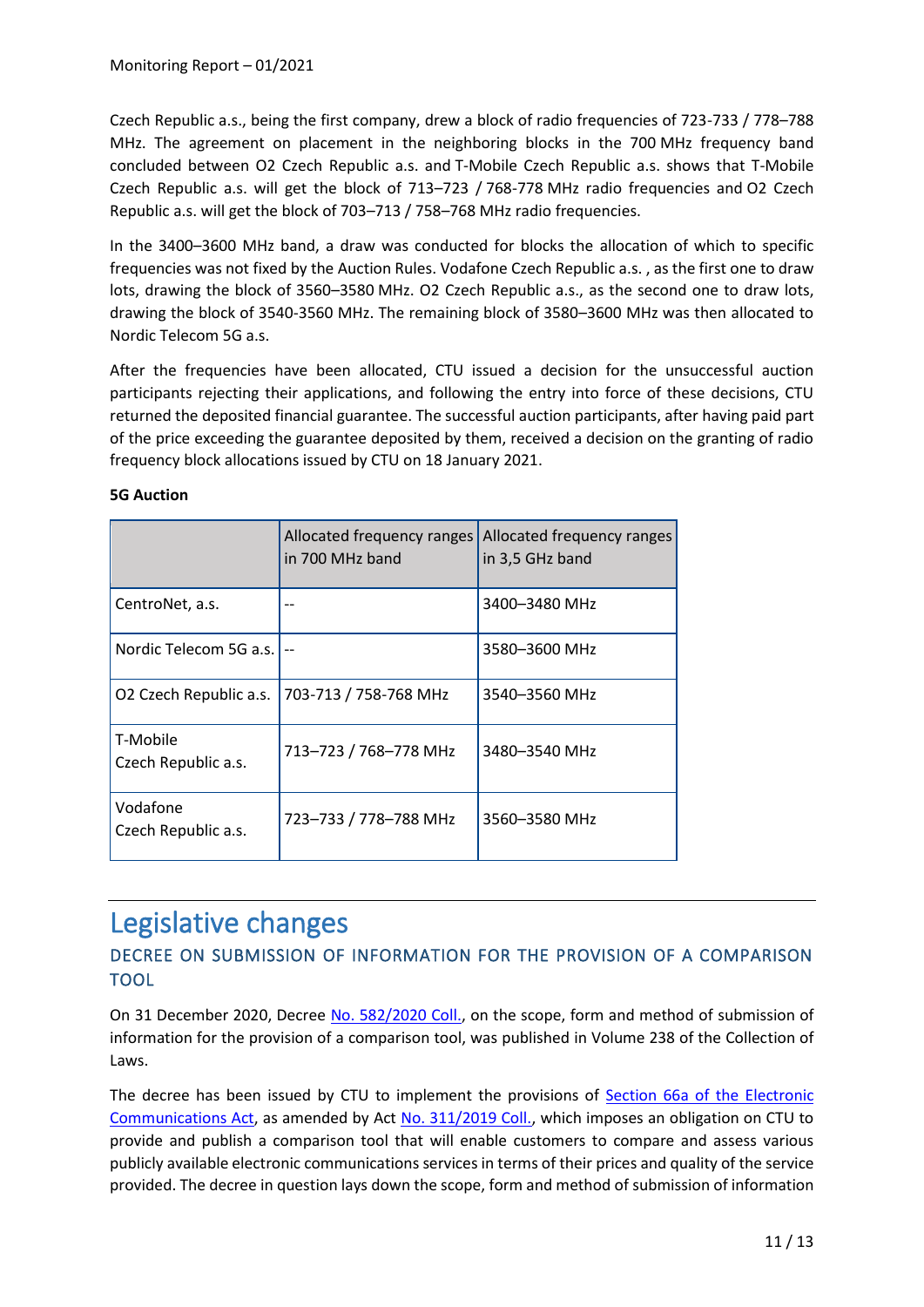Czech Republic a.s., being the first company, drew a block of radio frequencies of 723-733 / 778–788 MHz. The agreement on placement in the neighboring blocks in the 700 MHz frequency band concluded between O2 Czech Republic a.s. and T-Mobile Czech Republic a.s. shows that T-Mobile Czech Republic a.s. will get the block of 713–723 / 768-778 MHz radio frequencies and O2 Czech Republic a.s. will get the block of 703–713 / 758–768 MHz radio frequencies.

In the 3400–3600 MHz band, a draw was conducted for blocks the allocation of which to specific frequencies was not fixed by the Auction Rules. Vodafone Czech Republic a.s. , as the first one to draw lots, drawing the block of 3560–3580 MHz. O2 Czech Republic a.s., as the second one to draw lots, drawing the block of 3540-3560 MHz. The remaining block of 3580–3600 MHz was then allocated to Nordic Telecom 5G a.s.

After the frequencies have been allocated, CTU issued a decision for the unsuccessful auction participants rejecting their applications, and following the entry into force of these decisions, CTU returned the deposited financial guarantee. The successful auction participants, after having paid part of the price exceeding the guarantee deposited by them, received a decision on the granting of radio frequency block allocations issued by CTU on 18 January 2021.

**5G Auction**

| | Allocated frequency ranges in 700 MHz band | Allocated frequency ranges in 3,5 GHz band |
|---|---|---|
| CentroNet, a.s. | -- | 3400–3480 MHz |
| Nordic Telecom 5G a.s. | -- | 3580–3600 MHz |
| O2 Czech Republic a.s. | 703-713 / 758-768 MHz | 3540–3560 MHz |
| T-Mobile Czech Republic a.s. | 713–723 / 768–778 MHz | 3480–3540 MHz |
| Vodafone Czech Republic a.s. | 723–733 / 778–788 MHz | 3560–3580 MHz |

# Legislative changes

## DECREE ON SUBMISSION OF INFORMATION FOR THE PROVISION OF A COMPARISON TOOL

On 31 December 2020, Decree No. 582/2020 Coll., on the scope, form and method of submission of information for the provision of a comparison tool, was published in Volume 238 of the Collection of Laws.

The decree has been issued by CTU to implement the provisions of Section 66a of the Electronic Communications Act, as amended by Act No. 311/2019 Coll., which imposes an obligation on CTU to provide and publish a comparison tool that will enable customers to compare and assess various publicly available electronic communications services in terms of their prices and quality of the service provided. The decree in question lays down the scope, form and method of submission of information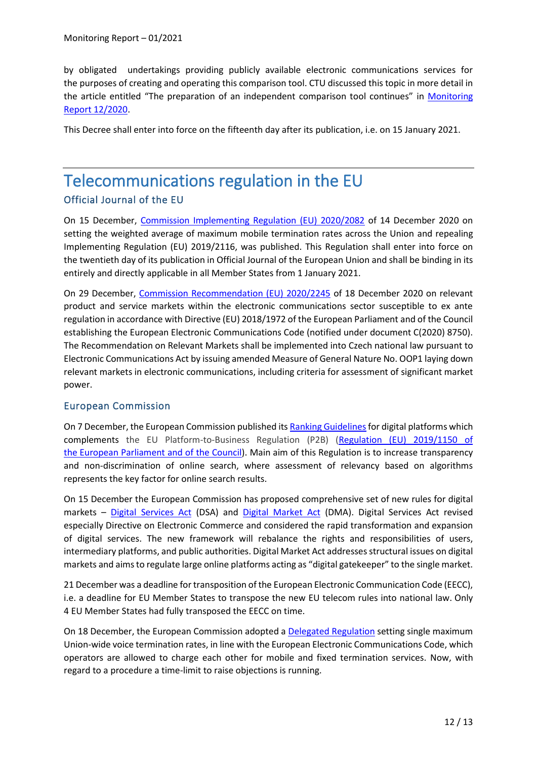by obligated undertakings providing publicly available electronic communications services for the purposes of creating and operating this comparison tool. CTU discussed this topic in more detail in the article entitled "The preparation of an independent comparison tool continues" in Monitoring Report 12/2020.

This Decree shall enter into force on the fifteenth day after its publication, i.e. on 15 January 2021.

# Telecommunications regulation in the EU

## Official Journal of the EU

On 15 December, Commission Implementing Regulation (EU) 2020/2082 of 14 December 2020 on setting the weighted average of maximum mobile termination rates across the Union and repealing Implementing Regulation (EU) 2019/2116, was published. This Regulation shall enter into force on the twentieth day of its publication in Official Journal of the European Union and shall be binding in its entirely and directly applicable in all Member States from 1 January 2021.

On 29 December, Commission Recommendation (EU) 2020/2245 of 18 December 2020 on relevant product and service markets within the electronic communications sector susceptible to ex ante regulation in accordance with Directive (EU) 2018/1972 of the European Parliament and of the Council establishing the European Electronic Communications Code (notified under document C(2020) 8750). The Recommendation on Relevant Markets shall be implemented into Czech national law pursuant to Electronic Communications Act by issuing amended Measure of General Nature No. OOP1 laying down relevant markets in electronic communications, including criteria for assessment of significant market power.

## European Commission

On 7 December, the European Commission published its Ranking Guidelines for digital platforms which complements the EU Platform-to-Business Regulation (P2B) (Regulation (EU) 2019/1150 of the European Parliament and of the Council). Main aim of this Regulation is to increase transparency and non-discrimination of online search, where assessment of relevancy based on algorithms represents the key factor for online search results.

On 15 December the European Commission has proposed comprehensive set of new rules for digital markets – Digital Services Act (DSA) and Digital Market Act (DMA). Digital Services Act revised especially Directive on Electronic Commerce and considered the rapid transformation and expansion of digital services. The new framework will rebalance the rights and responsibilities of users, intermediary platforms, and public authorities. Digital Market Act addresses structural issues on digital markets and aims to regulate large online platforms acting as "digital gatekeeper" to the single market.

21 December was a deadline for transposition of the European Electronic Communication Code (EECC), i.e. a deadline for EU Member States to transpose the new EU telecom rules into national law. Only 4 EU Member States had fully transposed the EECC on time.

On 18 December, the European Commission adopted a Delegated Regulation setting single maximum Union-wide voice termination rates, in line with the European Electronic Communications Code, which operators are allowed to charge each other for mobile and fixed termination services. Now, with regard to a procedure a time-limit to raise objections is running.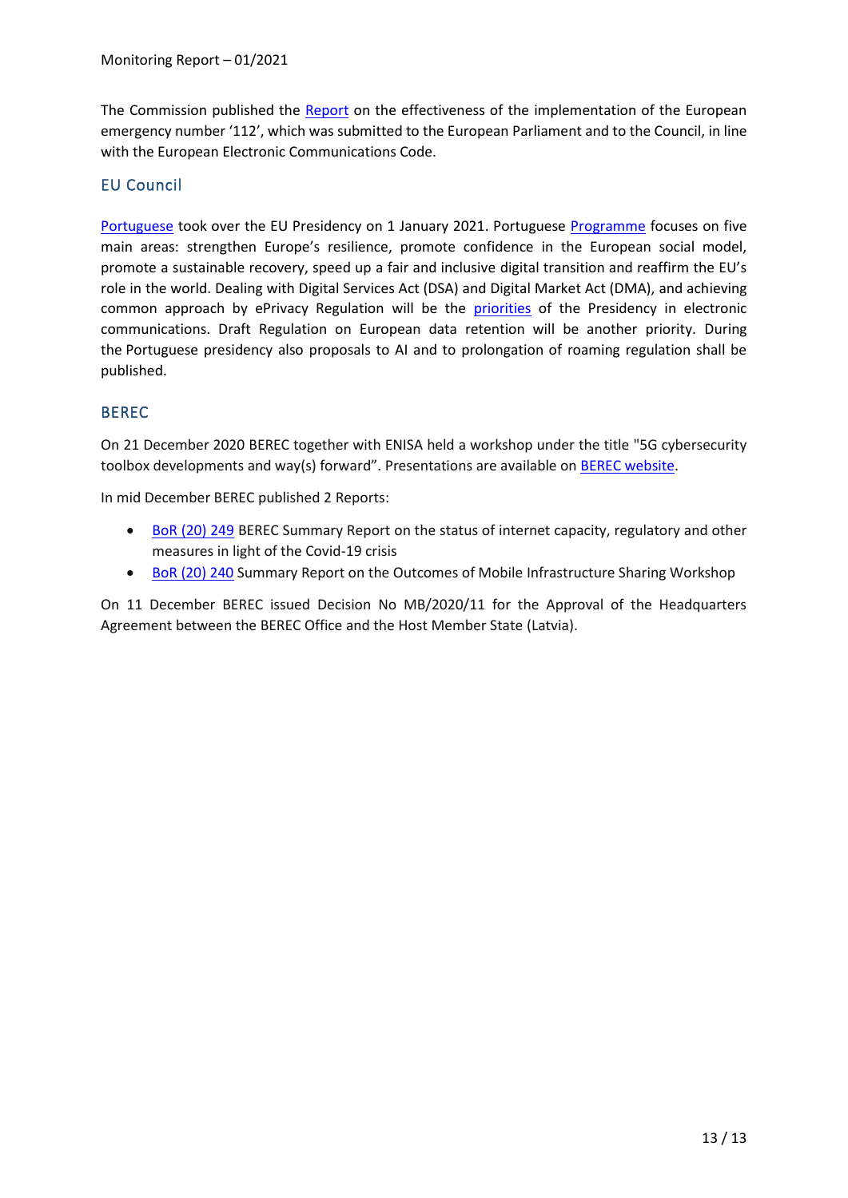The Commission published the Report on the effectiveness of the implementation of the European emergency number '112', which was submitted to the European Parliament and to the Council, in line with the European Electronic Communications Code.

## EU Council

Portuguese took over the EU Presidency on 1 January 2021. Portuguese Programme focuses on five main areas: strengthen Europe's resilience, promote confidence in the European social model, promote a sustainable recovery, speed up a fair and inclusive digital transition and reaffirm the EU's role in the world. Dealing with Digital Services Act (DSA) and Digital Market Act (DMA), and achieving common approach by ePrivacy Regulation will be the priorities of the Presidency in electronic communications. Draft Regulation on European data retention will be another priority. During the Portuguese presidency also proposals to AI and to prolongation of roaming regulation shall be published.

## BEREC

On 21 December 2020 BEREC together with ENISA held a workshop under the title "5G cybersecurity toolbox developments and way(s) forward". Presentations are available on BEREC website.

In mid December BEREC published 2 Reports:

- BoR (20) 249 BEREC Summary Report on the status of internet capacity, regulatory and other measures in light of the Covid-19 crisis
- BoR (20) 240 Summary Report on the Outcomes of Mobile Infrastructure Sharing Workshop

On 11 December BEREC issued Decision No MB/2020/11 for the Approval of the Headquarters Agreement between the BEREC Office and the Host Member State (Latvia).